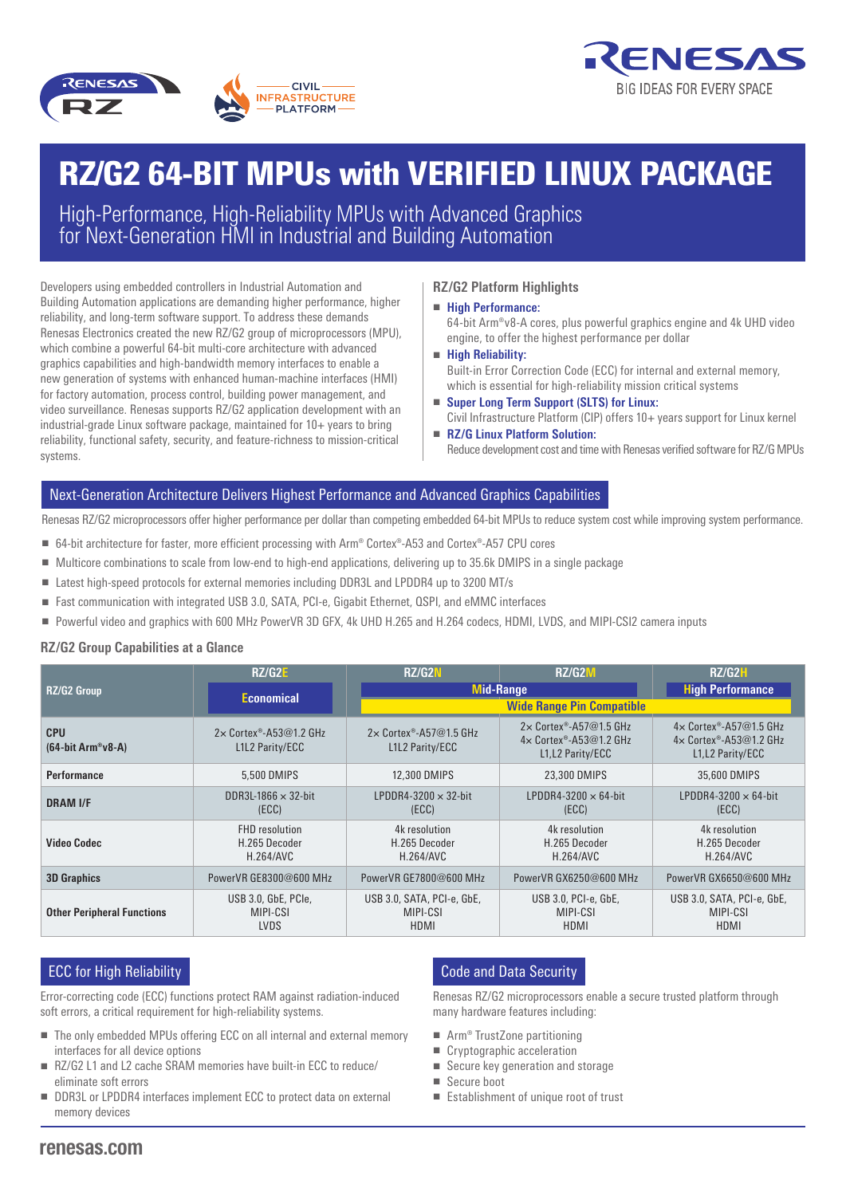# RZ/G2 64-BIT MPUs with VERIFIED LINUX PACKAGE

## High-Performance, High-Reliability MPUs with Advanced Graphics for Next-Generation HMI in Industrial and Building Automation

Developers using embedded controllers in Industrial Automation and Building Automation applications are demanding higher performance, higher reliability, and long-term software support. To address these demands Renesas Electronics created the new RZ/G2 group of microprocessors (MPU), which combine a powerful 64-bit multi-core architecture with advanced graphics capabilities and high-bandwidth memory interfaces to enable a new generation of systems with enhanced human-machine interfaces (HMI) for factory automation, process control, building power management, and video surveillance. Renesas supports RZ/G2 application development with an industrial-grade Linux software package, maintained for 10+ years to bring reliability, functional safety, security, and feature-richness to mission-critical systems.

### RZ/G2 Platform Highlights

- **High Performance:**
  64-bit Arm®v8-A cores, plus powerful graphics engine and 4k UHD video engine, to offer the highest performance per dollar
- **High Reliability:**
  Built-in Error Correction Code (ECC) for internal and external memory, which is essential for high-reliability mission critical systems
- **Super Long Term Support (SLTS) for Linux:**
  Civil Infrastructure Platform (CIP) offers 10+ years support for Linux kernel
- **RZ/G Linux Platform Solution:**
  Reduce development cost and time with Renesas verified software for RZ/G MPUs

## Next-Generation Architecture Delivers Highest Performance and Advanced Graphics Capabilities

Renesas RZ/G2 microprocessors offer higher performance per dollar than competing embedded 64-bit MPUs to reduce system cost while improving system performance.

- 64-bit architecture for faster, more efficient processing with Arm® Cortex®-A53 and Cortex®-A57 CPU cores
- Multicore combinations to scale from low-end to high-end applications, delivering up to 35.6k DMIPS in a single package
- Latest high-speed protocols for external memories including DDR3L and LPDDR4 up to 3200 MT/s
- Fast communication with integrated USB 3.0, SATA, PCI-e, Gigabit Ethernet, QSPI, and eMMC interfaces
- Powerful video and graphics with 600 MHz PowerVR 3D GFX, 4k UHD H.265 and H.264 codecs, HDMI, LVDS, and MIPI-CSI2 camera inputs

### RZ/G2 Group Capabilities at a Glance

| RZ/G2 Group | RZ/G2E | RZ/G2N | RZ/G2M | RZ/G2H |
|---|---|---|---|---|
| | Economical | Mid-Range | | High Performance |
| | | Wide Range Pin Compatible | | |
| CPU (64-bit Arm®v8-A) | 2× Cortex®-A53@1.2 GHz L1L2 Parity/ECC | 2× Cortex®-A57@1.5 GHz L1L2 Parity/ECC | 2× Cortex®-A57@1.5 GHz 4× Cortex®-A53@1.2 GHz L1,L2 Parity/ECC | 4× Cortex®-A57@1.5 GHz 4× Cortex®-A53@1.2 GHz L1,L2 Parity/ECC |
| Performance | 5,500 DMIPS | 12,300 DMIPS | 23,300 DMIPS | 35,600 DMIPS |
| DRAM I/F | DDR3L-1866 × 32-bit (ECC) | LPDDR4-3200 × 32-bit (ECC) | LPDDR4-3200 × 64-bit (ECC) | LPDDR4-3200 × 64-bit (ECC) |
| Video Codec | FHD resolution H.265 Decoder H.264/AVC | 4k resolution H.265 Decoder H.264/AVC | 4k resolution H.265 Decoder H.264/AVC | 4k resolution H.265 Decoder H.264/AVC |
| 3D Graphics | PowerVR GE8300@600 MHz | PowerVR GE7800@600 MHz | PowerVR GX6250@600 MHz | PowerVR GX6650@600 MHz |
| Other Peripheral Functions | USB 3.0, GbE, PCIe, MIPI-CSI LVDS | USB 3.0, SATA, PCI-e, GbE, MIPI-CSI HDMI | USB 3.0, PCI-e, GbE, MIPI-CSI HDMI | USB 3.0, SATA, PCI-e, GbE, MIPI-CSI HDMI |

## ECC for High Reliability

Error-correcting code (ECC) functions protect RAM against radiation-induced soft errors, a critical requirement for high-reliability systems.

- The only embedded MPUs offering ECC on all internal and external memory interfaces for all device options
- RZ/G2 L1 and L2 cache SRAM memories have built-in ECC to reduce/eliminate soft errors
- DDR3L or LPDDR4 interfaces implement ECC to protect data on external memory devices

## Code and Data Security

Renesas RZ/G2 microprocessors enable a secure trusted platform through many hardware features including:

- Arm® TrustZone partitioning
- Cryptographic acceleration
- Secure key generation and storage
- Secure boot
- Establishment of unique root of trust

renesas.com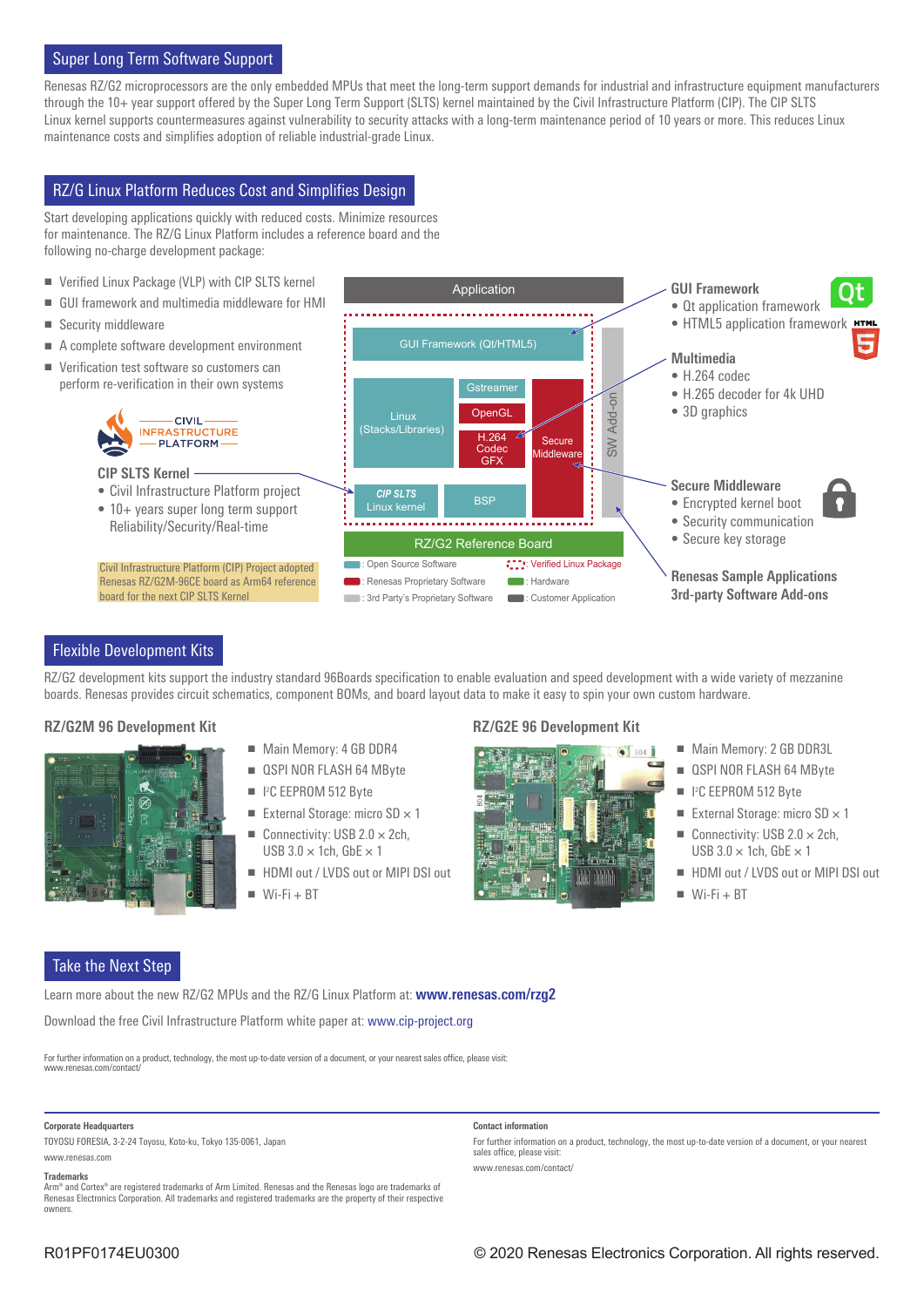## Super Long Term Software Support

Renesas RZ/G2 microprocessors are the only embedded MPUs that meet the long-term support demands for industrial and infrastructure equipment manufacturers through the 10+ year support offered by the Super Long Term Support (SLTS) kernel maintained by the Civil Infrastructure Platform (CIP). The CIP SLTS Linux kernel supports countermeasures against vulnerability to security attacks with a long-term maintenance period of 10 years or more. This reduces Linux maintenance costs and simplifies adoption of reliable industrial-grade Linux.

## RZ/G Linux Platform Reduces Cost and Simplifies Design

Start developing applications quickly with reduced costs. Minimize resources for maintenance. The RZ/G Linux Platform includes a reference board and the following no-charge development package:

- Verified Linux Package (VLP) with CIP SLTS kernel
- GUI framework and multimedia middleware for HMI
- Security middleware
- A complete software development environment
- Verification test software so customers can perform re-verification in their own systems

CIVIL INFRASTRUCTURE PLATFORM

**CIP SLTS Kernel**

- Civil Infrastructure Platform project
- 10+ years super long term support
  Reliability/Security/Real-time

Civil Infrastructure Platform (CIP) Project adopted Renesas RZ/G2M-96CE board as Arm64 reference board for the next CIP SLTS Kernel

Application

GUI Framework (Qt/HTML5)

Linux (Stacks/Libraries)

Gstreamer

OpenGL

H.264 Codec GFX

Secure Middleware

SW Add-on

CIP SLTS Linux kernel

BSP

RZ/G2 Reference Board

: Open Source Software
: Verified Linux Package
: Renesas Proprietary Software
: Hardware
: 3rd Party's Proprietary Software
: Customer Application

**GUI Framework**

- Qt application framework
- HTML5 application framework

**Multimedia**

- H.264 codec
- H.265 decoder for 4k UHD
- 3D graphics

**Secure Middleware**

- Encrypted kernel boot
- Security communication
- Secure key storage

**Renesas Sample Applications**
**3rd-party Software Add-ons**

## Flexible Development Kits

RZ/G2 development kits support the industry standard 96Boards specification to enable evaluation and speed development with a wide variety of mezzanine boards. Renesas provides circuit schematics, component BOMs, and board layout data to make it easy to spin your own custom hardware.

### RZ/G2M 96 Development Kit

- Main Memory: 4 GB DDR4
- QSPI NOR FLASH 64 MByte
- I²C EEPROM 512 Byte
- External Storage: micro SD × 1
- Connectivity: USB 2.0 × 2ch, USB 3.0 × 1ch, GbE × 1
- HDMI out / LVDS out or MIPI DSI out
- Wi-Fi + BT

### RZ/G2E 96 Development Kit

- Main Memory: 2 GB DDR3L
- QSPI NOR FLASH 64 MByte
- I²C EEPROM 512 Byte
- External Storage: micro SD × 1
- Connectivity: USB 2.0 × 2ch, USB 3.0 × 1ch, GbE × 1
- HDMI out / LVDS out or MIPI DSI out
- Wi-Fi + BT

## Take the Next Step

Learn more about the new RZ/G2 MPUs and the RZ/G Linux Platform at: **www.renesas.com/rzg2**

Download the free Civil Infrastructure Platform white paper at: www.cip-project.org

For further information on a product, technology, the most up-to-date version of a document, or your nearest sales office, please visit: www.renesas.com/contact/

**Corporate Headquarters**
TOYOSU FORESIA, 3-2-24 Toyosu, Koto-ku, Tokyo 135-0061, Japan
www.renesas.com

**Trademarks**
Arm® and Cortex® are registered trademarks of Arm Limited. Renesas and the Renesas logo are trademarks of Renesas Electronics Corporation. All trademarks and registered trademarks are the property of their respective owners.

**Contact information**
For further information on a product, technology, the most up-to-date version of a document, or your nearest sales office, please visit:
www.renesas.com/contact/

R01PF0174EU0300

© 2020 Renesas Electronics Corporation. All rights reserved.